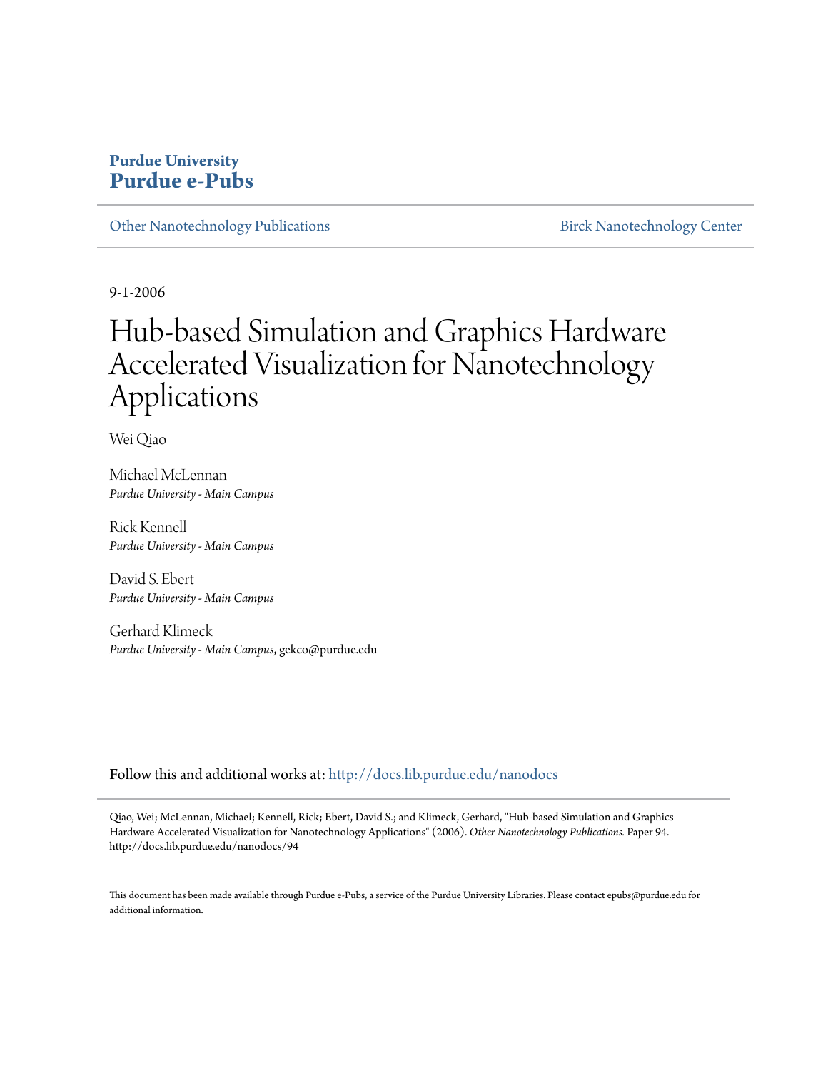**Purdue University**
**Purdue e-Pubs**

Other Nanotechnology Publications | Birck Nanotechnology Center

9-1-2006

# Hub-based Simulation and Graphics Hardware Accelerated Visualization for Nanotechnology Applications

Wei Qiao

Michael McLennan
*Purdue University - Main Campus*

Rick Kennell
*Purdue University - Main Campus*

David S. Ebert
*Purdue University - Main Campus*

Gerhard Klimeck
*Purdue University - Main Campus*, gekco@purdue.edu

Follow this and additional works at: http://docs.lib.purdue.edu/nanodocs

Qiao, Wei; McLennan, Michael; Kennell, Rick; Ebert, David S.; and Klimeck, Gerhard, "Hub-based Simulation and Graphics Hardware Accelerated Visualization for Nanotechnology Applications" (2006). *Other Nanotechnology Publications.* Paper 94.
http://docs.lib.purdue.edu/nanodocs/94

This document has been made available through Purdue e-Pubs, a service of the Purdue University Libraries. Please contact epubs@purdue.edu for additional information.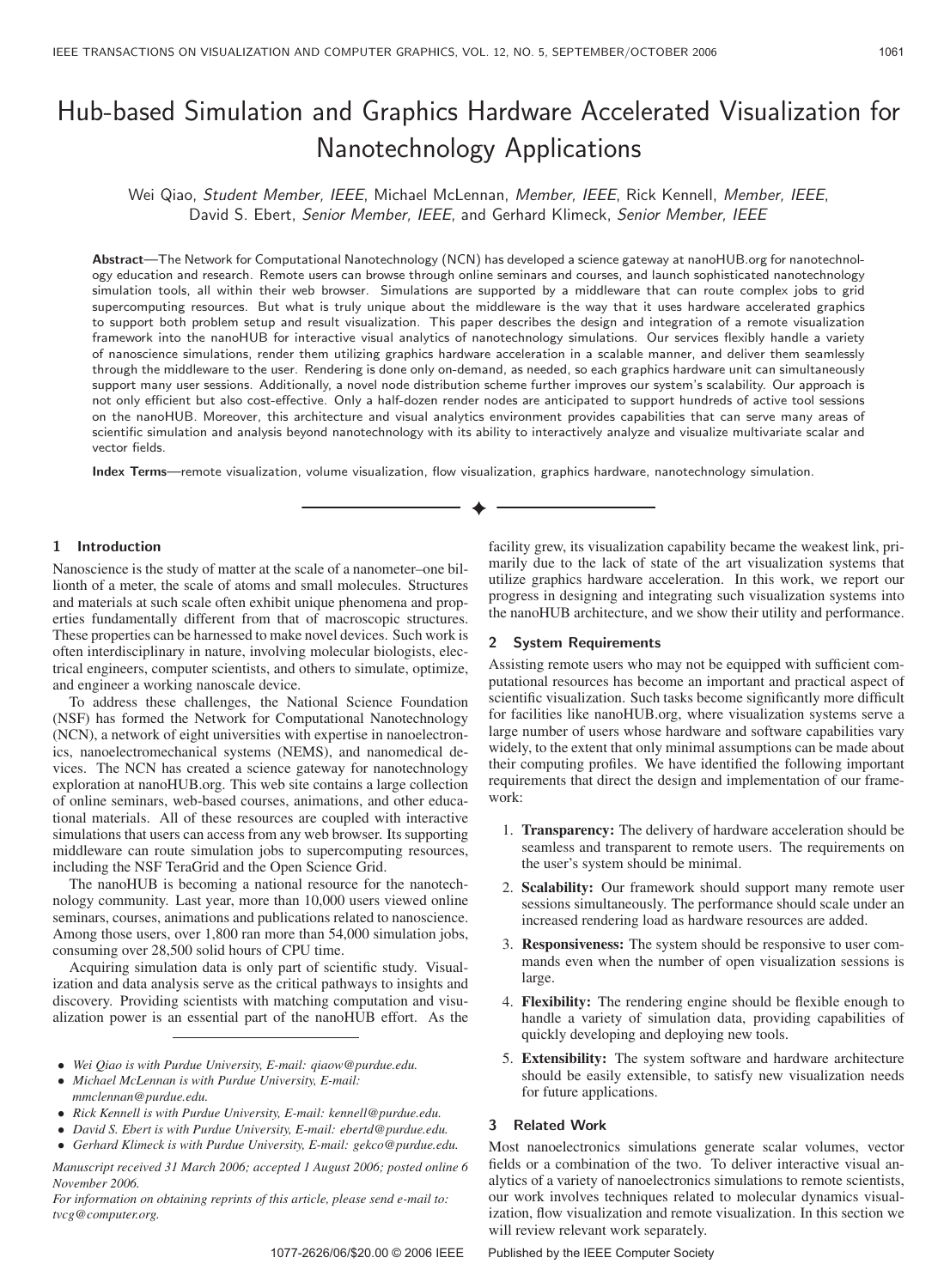# Hub-based Simulation and Graphics Hardware Accelerated Visualization for Nanotechnology Applications

Wei Qiao, *Student Member, IEEE*, Michael McLennan, *Member, IEEE*, Rick Kennell, *Member, IEEE*, David S. Ebert, *Senior Member, IEEE*, and Gerhard Klimeck, *Senior Member, IEEE*

**Abstract**—The Network for Computational Nanotechnology (NCN) has developed a science gateway at nanoHUB.org for nanotechnology education and research. Remote users can browse through online seminars and courses, and launch sophisticated nanotechnology simulation tools, all within their web browser. Simulations are supported by a middleware that can route complex jobs to grid supercomputing resources. But what is truly unique about the middleware is the way that it uses hardware accelerated graphics to support both problem setup and result visualization. This paper describes the design and integration of a remote visualization framework into the nanoHUB for interactive visual analytics of nanotechnology simulations. Our services flexibly handle a variety of nanoscience simulations, render them utilizing graphics hardware acceleration in a scalable manner, and deliver them seamlessly through the middleware to the user. Rendering is done only on-demand, as needed, so each graphics hardware unit can simultaneously support many user sessions. Additionally, a novel node distribution scheme further improves our system's scalability. Our approach is not only efficient but also cost-effective. Only a half-dozen render nodes are anticipated to support hundreds of active tool sessions on the nanoHUB. Moreover, this architecture and visual analytics environment provides capabilities that can serve many areas of scientific simulation and analysis beyond nanotechnology with its ability to interactively analyze and visualize multivariate scalar and vector fields.

**Index Terms**—remote visualization, volume visualization, flow visualization, graphics hardware, nanotechnology simulation.

## 1 Introduction

Nanoscience is the study of matter at the scale of a nanometer–one billionth of a meter, the scale of atoms and small molecules. Structures and materials at such scale often exhibit unique phenomena and properties fundamentally different from that of macroscopic structures. These properties can be harnessed to make novel devices. Such work is often interdisciplinary in nature, involving molecular biologists, electrical engineers, computer scientists, and others to simulate, optimize, and engineer a working nanoscale device.

To address these challenges, the National Science Foundation (NSF) has formed the Network for Computational Nanotechnology (NCN), a network of eight universities with expertise in nanoelectronics, nanoelectromechanical systems (NEMS), and nanomedical devices. The NCN has created a science gateway for nanotechnology exploration at nanoHUB.org. This web site contains a large collection of online seminars, web-based courses, animations, and other educational materials. All of these resources are coupled with interactive simulations that users can access from any web browser. Its supporting middleware can route simulation jobs to supercomputing resources, including the NSF TeraGrid and the Open Science Grid.

The nanoHUB is becoming a national resource for the nanotechnology community. Last year, more than 10,000 users viewed online seminars, courses, animations and publications related to nanoscience. Among those users, over 1,800 ran more than 54,000 simulation jobs, consuming over 28,500 solid hours of CPU time.

Acquiring simulation data is only part of scientific study. Visualization and data analysis serve as the critical pathways to insights and discovery. Providing scientists with matching computation and visualization power is an essential part of the nanoHUB effort. As the facility grew, its visualization capability became the weakest link, primarily due to the lack of state of the art visualization systems that utilize graphics hardware acceleration. In this work, we report our progress in designing and integrating such visualization systems into the nanoHUB architecture, and we show their utility and performance.

- *Wei Qiao is with Purdue University, E-mail: qiaow@purdue.edu.*
- *Michael McLennan is with Purdue University, E-mail: mmclennan@purdue.edu.*
- *Rick Kennell is with Purdue University, E-mail: kennell@purdue.edu.*
- *David S. Ebert is with Purdue University, E-mail: ebertd@purdue.edu.*
- *Gerhard Klimeck is with Purdue University, E-mail: gekco@purdue.edu.*

*Manuscript received 31 March 2006; accepted 1 August 2006; posted online 6 November 2006.*

*For information on obtaining reprints of this article, please send e-mail to: tvcg@computer.org.*

## 2 System Requirements

Assisting remote users who may not be equipped with sufficient computational resources has become an important and practical aspect of scientific visualization. Such tasks become significantly more difficult for facilities like nanoHUB.org, where visualization systems serve a large number of users whose hardware and software capabilities vary widely, to the extent that only minimal assumptions can be made about their computing profiles. We have identified the following important requirements that direct the design and implementation of our framework:

1. **Transparency:** The delivery of hardware acceleration should be seamless and transparent to remote users. The requirements on the user's system should be minimal.
2. **Scalability:** Our framework should support many remote user sessions simultaneously. The performance should scale under an increased rendering load as hardware resources are added.
3. **Responsiveness:** The system should be responsive to user commands even when the number of open visualization sessions is large.
4. **Flexibility:** The rendering engine should be flexible enough to handle a variety of simulation data, providing capabilities of quickly developing and deploying new tools.
5. **Extensibility:** The system software and hardware architecture should be easily extensible, to satisfy new visualization needs for future applications.

## 3 Related Work

Most nanoelectronics simulations generate scalar volumes, vector fields or a combination of the two. To deliver interactive visual analytics of a variety of nanoelectronics simulations to remote scientists, our work involves techniques related to molecular dynamics visualization, flow visualization and remote visualization. In this section we will review relevant work separately.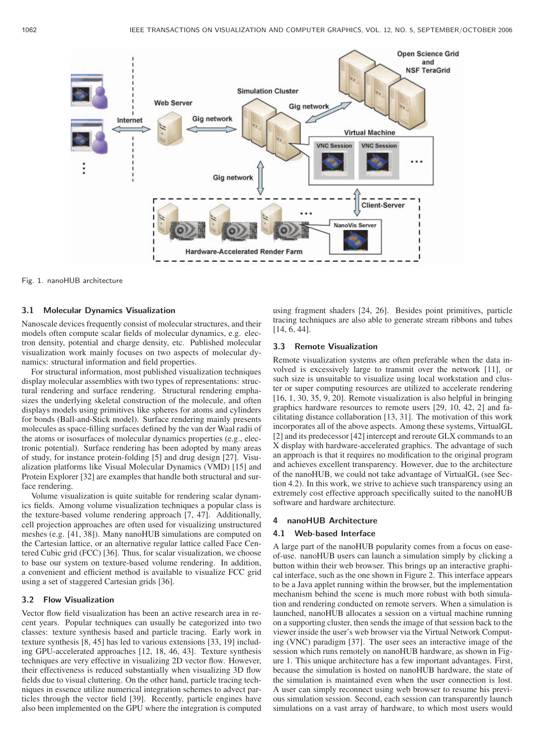Fig. 1. nanoHUB architecture

### 3.1 Molecular Dynamics Visualization

Nanoscale devices frequently consist of molecular structures, and their models often compute scalar fields of molecular dynamics, e.g. electron density, potential and charge density, etc. Published molecular visualization work mainly focuses on two aspects of molecular dynamics: structural information and field properties.

For structural information, most published visualization techniques display molecular assemblies with two types of representations: structural rendering and surface rendering. Structural rendering emphasizes the underlying skeletal construction of the molecule, and often displays models using primitives like spheres for atoms and cylinders for bonds (Ball-and-Stick model). Surface rendering mainly presents molecules as space-filling surfaces defined by the van der Waal radii of the atoms or isosurfaces of molecular dynamics properties (e.g., electronic potential). Surface rendering has been adopted by many areas of study, for instance protein-folding [5] and drug design [27]. Visualization platforms like Visual Molecular Dynamics (VMD) [15] and Protein Explorer [32] are examples that handle both structural and surface rendering.

Volume visualization is quite suitable for rendering scalar dynamics fields. Among volume visualization techniques a popular class is the texture-based volume rendering approach [7, 47]. Additionally, cell projection approaches are often used for visualizing unstructured meshes (e.g. [41, 38]). Many nanoHUB simulations are computed on the Cartesian lattice, or an alternative regular lattice called Face Centered Cubic grid (FCC) [36]. Thus, for scalar visualization, we choose to base our system on texture-based volume rendering. In addition, a convenient and efficient method is available to visualize FCC grid using a set of staggered Cartesian grids [36].

### 3.2 Flow Visualization

Vector flow field visualization has been an active research area in recent years. Popular techniques can usually be categorized into two classes: texture synthesis based and particle tracing. Early work in texture synthesis [8, 45] has led to various extensions [33, 19] including GPU-accelerated approaches [12, 18, 46, 43]. Texture synthesis techniques are very effective in visualizing 2D vector flow. However, their effectiveness is reduced substantially when visualizing 3D flow fields due to visual cluttering. On the other hand, particle tracing techniques in essence utilize numerical integration schemes to advect particles through the vector field [39]. Recently, particle engines have also been implemented on the GPU where the integration is computed using fragment shaders [24, 26]. Besides point primitives, particle tracing techniques are also able to generate stream ribbons and tubes [14, 6, 44].

### 3.3 Remote Visualization

Remote visualization systems are often preferable when the data involved is excessively large to transmit over the network [11], or such size is unsuitable to visualize using local workstation and cluster or super computing resources are utilized to accelerate rendering [16, 1, 30, 35, 9, 20]. Remote visualization is also helpful in bringing graphics hardware resources to remote users [29, 10, 42, 2] and facilitating distance collaboration [13, 31]. The motivation of this work incorporates all of the above aspects. Among these systems, VirtualGL [2] and its predecessor [42] intercept and reroute GLX commands to an X display with hardware-accelerated graphics. The advantage of such an approach is that it requires no modification to the original program and achieves excellent transparency. However, due to the architecture of the nanoHUB, we could not take advantage of VirtualGL (see Section 4.2). In this work, we strive to achieve such transparency using an extremely cost effective approach specifically suited to the nanoHUB software and hardware architecture.

## 4 nanoHUB Architecture

### 4.1 Web-based Interface

A large part of the nanoHUB popularity comes from a focus on ease-of-use. nanoHUB users can launch a simulation simply by clicking a button within their web browser. This brings up an interactive graphical interface, such as the one shown in Figure 2. This interface appears to be a Java applet running within the browser, but the implementation mechanism behind the scene is much more robust with both simulation and rendering conducted on remote servers. When a simulation is launched, nanoHUB allocates a session on a virtual machine running on a supporting cluster, then sends the image of that session back to the viewer inside the user's web browser via the Virtual Network Computing (VNC) paradigm [37]. The user sees an interactive image of the session which runs remotely on nanoHUB hardware, as shown in Figure 1. This unique architecture has a few important advantages. First, because the simulation is hosted on nanoHUB hardware, the state of the simulation is maintained even when the user connection is lost. A user can simply reconnect using web browser to resume his previous simulation session. Second, each session can transparently launch simulations on a vast array of hardware, to which most users would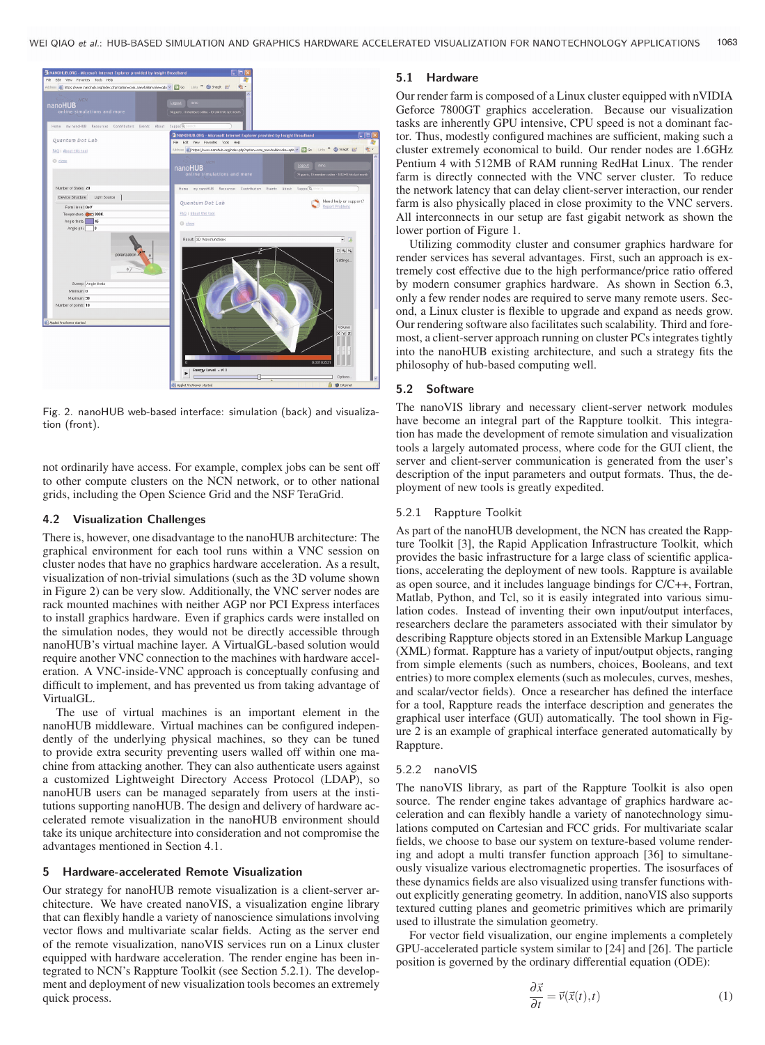Fig. 2. nanoHUB web-based interface: simulation (back) and visualization (front).

not ordinarily have access. For example, complex jobs can be sent off to other compute clusters on the NCN network, or to other national grids, including the Open Science Grid and the NSF TeraGrid.

### 4.2 Visualization Challenges

There is, however, one disadvantage to the nanoHUB architecture: The graphical environment for each tool runs within a VNC session on cluster nodes that have no graphics hardware acceleration. As a result, visualization of non-trivial simulations (such as the 3D volume shown in Figure 2) can be very slow. Additionally, the VNC server nodes are rack mounted machines with neither AGP nor PCI Express interfaces to install graphics hardware. Even if graphics cards were installed on the simulation nodes, they would not be directly accessible through nanoHUB's virtual machine layer. A VirtualGL-based solution would require another VNC connection to the machines with hardware acceleration. A VNC-inside-VNC approach is conceptually confusing and difficult to implement, and has prevented us from taking advantage of VirtualGL.

The use of virtual machines is an important element in the nanoHUB middleware. Virtual machines can be configured independently of the underlying physical machines, so they can be tuned to provide extra security preventing users walled off within one machine from attacking another. They can also authenticate users against a customized Lightweight Directory Access Protocol (LDAP), so nanoHUB users can be managed separately from users at the institutions supporting nanoHUB. The design and delivery of hardware accelerated remote visualization in the nanoHUB environment should take its unique architecture into consideration and not compromise the advantages mentioned in Section 4.1.

## 5 Hardware-accelerated Remote Visualization

Our strategy for nanoHUB remote visualization is a client-server architecture. We have created nanoVIS, a visualization engine library that can flexibly handle a variety of nanoscience simulations involving vector flows and multivariate scalar fields. Acting as the server end of the remote visualization, nanoVIS services run on a Linux cluster equipped with hardware acceleration. The render engine has been integrated to NCN's Rappture Toolkit (see Section 5.2.1). The development and deployment of new visualization tools becomes an extremely quick process.

### 5.1 Hardware

Our render farm is composed of a Linux cluster equipped with nVIDIA Geforce 7800GT graphics acceleration. Because our visualization tasks are inherently GPU intensive, CPU speed is not a dominant factor. Thus, modestly configured machines are sufficient, making such a cluster extremely economical to build. Our render nodes are 1.6GHz Pentium 4 with 512MB of RAM running RedHat Linux. The render farm is directly connected with the VNC server cluster. To reduce the network latency that can delay client-server interaction, our render farm is also physically placed in close proximity to the VNC servers. All interconnects in our setup are fast gigabit network as shown the lower portion of Figure 1.

Utilizing commodity cluster and consumer graphics hardware for render services has several advantages. First, such an approach is extremely cost effective due to the high performance/price ratio offered by modern consumer graphics hardware. As shown in Section 6.3, only a few render nodes are required to serve many remote users. Second, a Linux cluster is flexible to upgrade and expand as needs grow. Our rendering software also facilitates such scalability. Third and foremost, a client-server approach running on cluster PCs integrates tightly into the nanoHUB existing architecture, and such a strategy fits the philosophy of hub-based computing well.

### 5.2 Software

The nanoVIS library and necessary client-server network modules have become an integral part of the Rappture toolkit. This integration has made the development of remote simulation and visualization tools a largely automated process, where code for the GUI client, the server and client-server communication is generated from the user's description of the input parameters and output formats. Thus, the deployment of new tools is greatly expedited.

#### 5.2.1 Rappture Toolkit

As part of the nanoHUB development, the NCN has created the Rappture Toolkit [3], the Rapid Application Infrastructure Toolkit, which provides the basic infrastructure for a large class of scientific applications, accelerating the deployment of new tools. Rappture is available as open source, and it includes language bindings for C/C++, Fortran, Matlab, Python, and Tcl, so it is easily integrated into various simulation codes. Instead of inventing their own input/output interfaces, researchers declare the parameters associated with their simulator by describing Rappture objects stored in an Extensible Markup Language (XML) format. Rappture has a variety of input/output objects, ranging from simple elements (such as numbers, choices, Booleans, and text entries) to more complex elements (such as molecules, curves, meshes, and scalar/vector fields). Once a researcher has defined the interface for a tool, Rappture reads the interface description and generates the graphical user interface (GUI) automatically. The tool shown in Figure 2 is an example of graphical interface generated automatically by Rappture.

#### 5.2.2 nanoVIS

The nanoVIS library, as part of the Rappture Toolkit is also open source. The render engine takes advantage of graphics hardware acceleration and can flexibly handle a variety of nanotechnology simulations computed on Cartesian and FCC grids. For multivariate scalar fields, we choose to base our system on texture-based volume rendering and adopt a multi transfer function approach [36] to simultaneously visualize various electromagnetic properties. The isosurfaces of these dynamics fields are also visualized using transfer functions without explicitly generating geometry. In addition, nanoVIS also supports textured cutting planes and geometric primitives which are primarily used to illustrate the simulation geometry.

For vector field visualization, our engine implements a completely GPU-accelerated particle system similar to [24] and [26]. The particle position is governed by the ordinary differential equation (ODE):

$$\frac{\partial \vec{x}}{\partial t} = \vec{v}(\vec{x}(t), t) \tag{1}$$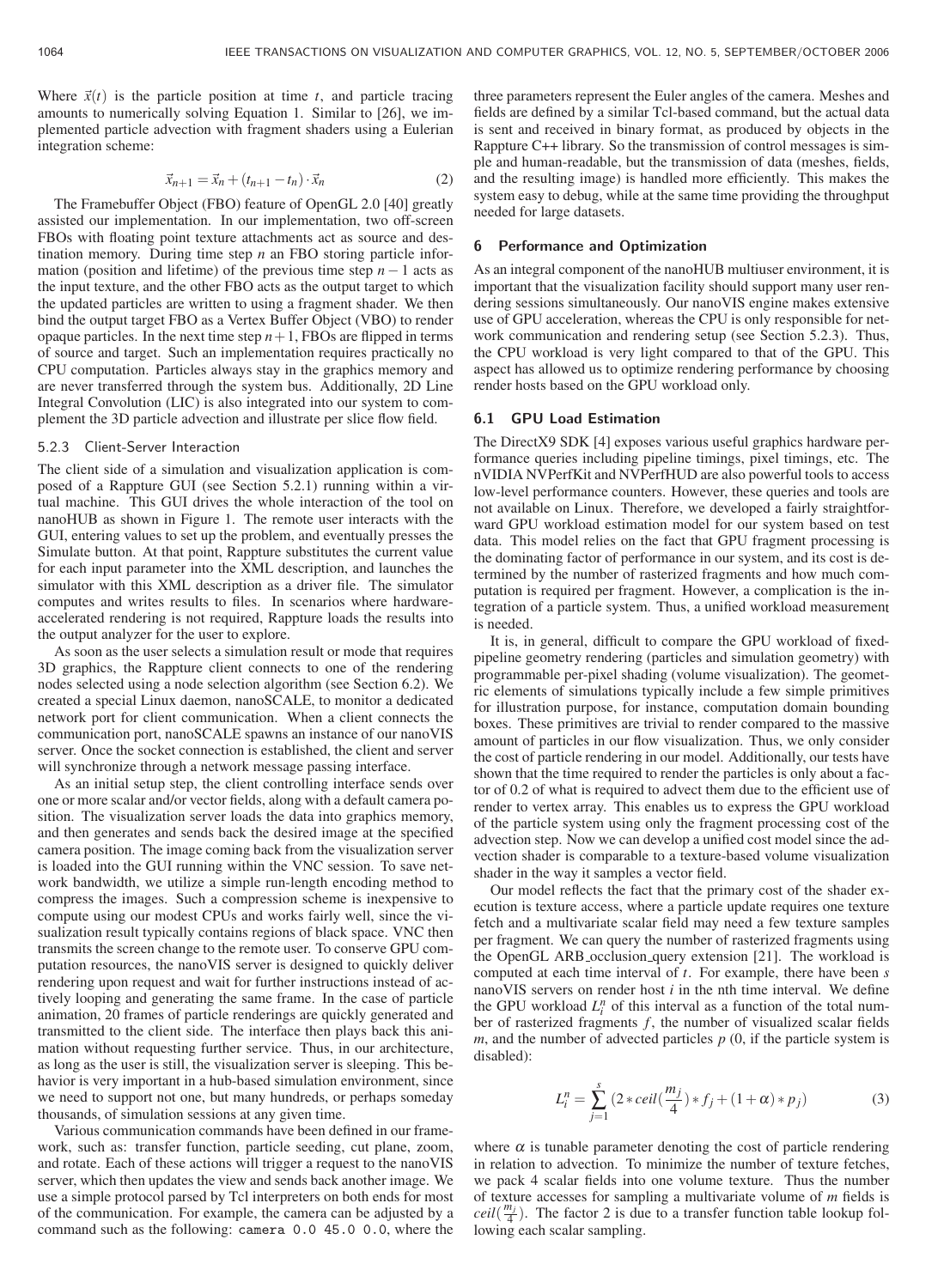Where $\vec{x}(t)$ is the particle position at time $t$, and particle tracing amounts to numerically solving Equation 1. Similar to [26], we implemented particle advection with fragment shaders using a Eulerian integration scheme:

$$\vec{x}_{n+1} = \vec{x}_n + (t_{n+1} - t_n) \cdot \vec{x}_n \tag{2}$$

The Framebuffer Object (FBO) feature of OpenGL 2.0 [40] greatly assisted our implementation. In our implementation, two off-screen FBOs with floating point texture attachments act as source and destination memory. During time step $n$ an FBO storing particle information (position and lifetime) of the previous time step $n-1$ acts as the input texture, and the other FBO acts as the output target to which the updated particles are written to using a fragment shader. We then bind the output target FBO as a Vertex Buffer Object (VBO) to render opaque particles. In the next time step $n+1$, FBOs are flipped in terms of source and target. Such an implementation requires practically no CPU computation. Particles always stay in the graphics memory and are never transferred through the system bus. Additionally, 2D Line Integral Convolution (LIC) is also integrated into our system to complement the 3D particle advection and illustrate per slice flow field.

#### 5.2.3 Client-Server Interaction

The client side of a simulation and visualization application is composed of a Rappture GUI (see Section 5.2.1) running within a virtual machine. This GUI drives the whole interaction of the tool on nanoHUB as shown in Figure 1. The remote user interacts with the GUI, entering values to set up the problem, and eventually presses the Simulate button. At that point, Rappture substitutes the current value for each input parameter into the XML description, and launches the simulator with this XML description as a driver file. The simulator computes and writes results to files. In scenarios where hardware-accelerated rendering is not required, Rappture loads the results into the output analyzer for the user to explore.

As soon as the user selects a simulation result or mode that requires 3D graphics, the Rappture client connects to one of the rendering nodes selected using a node selection algorithm (see Section 6.2). We created a special Linux daemon, nanoSCALE, to monitor a dedicated network port for client communication. When a client connects the communication port, nanoSCALE spawns an instance of our nanoVIS server. Once the socket connection is established, the client and server will synchronize through a network message passing interface.

As an initial setup step, the client controlling interface sends over one or more scalar and/or vector fields, along with a default camera position. The visualization server loads the data into graphics memory, and then generates and sends back the desired image at the specified camera position. The image coming back from the visualization server is loaded into the GUI running within the VNC session. To save network bandwidth, we utilize a simple run-length encoding method to compress the images. Such a compression scheme is inexpensive to compute using our modest CPUs and works fairly well, since the visualization result typically contains regions of black space. VNC then transmits the screen change to the remote user. To conserve GPU computation resources, the nanoVIS server is designed to quickly deliver rendering upon request and wait for further instructions instead of actively looping and generating the same frame. In the case of particle animation, 20 frames of particle renderings are quickly generated and transmitted to the client side. The interface then plays back this animation without requesting further service. Thus, in our architecture, as long as the user is still, the visualization server is sleeping. This behavior is very important in a hub-based simulation environment, since we need to support not one, but many hundreds, or perhaps someday thousands, of simulation sessions at any given time.

Various communication commands have been defined in our framework, such as: transfer function, particle seeding, cut plane, zoom, and rotate. Each of these actions will trigger a request to the nanoVIS server, which then updates the view and sends back another image. We use a simple protocol parsed by Tcl interpreters on both ends for most of the communication. For example, the camera can be adjusted by a command such as the following: `camera 0.0 45.0 0.0`, where the three parameters represent the Euler angles of the camera. Meshes and fields are defined by a similar Tcl-based command, but the actual data is sent and received in binary format, as produced by objects in the Rappture C++ library. So the transmission of control messages is simple and human-readable, but the transmission of data (meshes, fields, and the resulting image) is handled more efficiently. This makes the system easy to debug, while at the same time providing the throughput needed for large datasets.

## 6 Performance and Optimization

As an integral component of the nanoHUB multiuser environment, it is important that the visualization facility should support many user rendering sessions simultaneously. Our nanoVIS engine makes extensive use of GPU acceleration, whereas the CPU is only responsible for network communication and rendering setup (see Section 5.2.3). Thus, the CPU workload is very light compared to that of the GPU. This aspect has allowed us to optimize rendering performance by choosing render hosts based on the GPU workload only.

### 6.1 GPU Load Estimation

The DirectX9 SDK [4] exposes various useful graphics hardware performance queries including pipeline timings, pixel timings, etc. The nVIDIA NVPerfKit and NVPerfHUD are also powerful tools to access low-level performance counters. However, these queries and tools are not available on Linux. Therefore, we developed a fairly straightforward GPU workload estimation model for our system based on test data. This model relies on the fact that GPU fragment processing is the dominating factor of performance in our system, and its cost is determined by the number of rasterized fragments and how much computation is required per fragment. However, a complication is the integration of a particle system. Thus, a unified workload measurement is needed.

It is, in general, difficult to compare the GPU workload of fixed-pipeline geometry rendering (particles and simulation geometry) with programmable per-pixel shading (volume visualization). The geometric elements of simulations typically include a few simple primitives for illustration purpose, for instance, computation domain bounding boxes. These primitives are trivial to render compared to the massive amount of particles in our flow visualization. Thus, we only consider the cost of particle rendering in our model. Additionally, our tests have shown that the time required to render the particles is only about a factor of 0.2 of what is required to advect them due to the efficient use of render to vertex array. This enables us to express the GPU workload of the particle system using only the fragment processing cost of the advection step. Now we can develop a unified cost model since the advection shader is comparable to a texture-based volume visualization shader in the way it samples a vector field.

Our model reflects the fact that the primary cost of the shader execution is texture access, where a particle update requires one texture fetch and a multivariate scalar field may need a few texture samples per fragment. We can query the number of rasterized fragments using the OpenGL ARB_occlusion_query extension [21]. The workload is computed at each time interval of $t$. For example, there have been $s$ nanoVIS servers on render host $i$ in the nth time interval. We define the GPU workload $L_i^n$ of this interval as a function of the total number of rasterized fragments $f$, the number of visualized scalar fields $m$, and the number of advected particles $p$ (0, if the particle system is disabled):

$$L_i^n = \sum_{j=1}^{s} \left(2 * ceil\left(\frac{m_j}{4}\right) * f_j + (1+\alpha) * p_j\right) \tag{3}$$

where $\alpha$ is tunable parameter denoting the cost of particle rendering in relation to advection. To minimize the number of texture fetches, we pack 4 scalar fields into one volume texture. Thus the number of texture accesses for sampling a multivariate volume of $m$ fields is $ceil(\frac{m_j}{4})$. The factor 2 is due to a transfer function table lookup following each scalar sampling.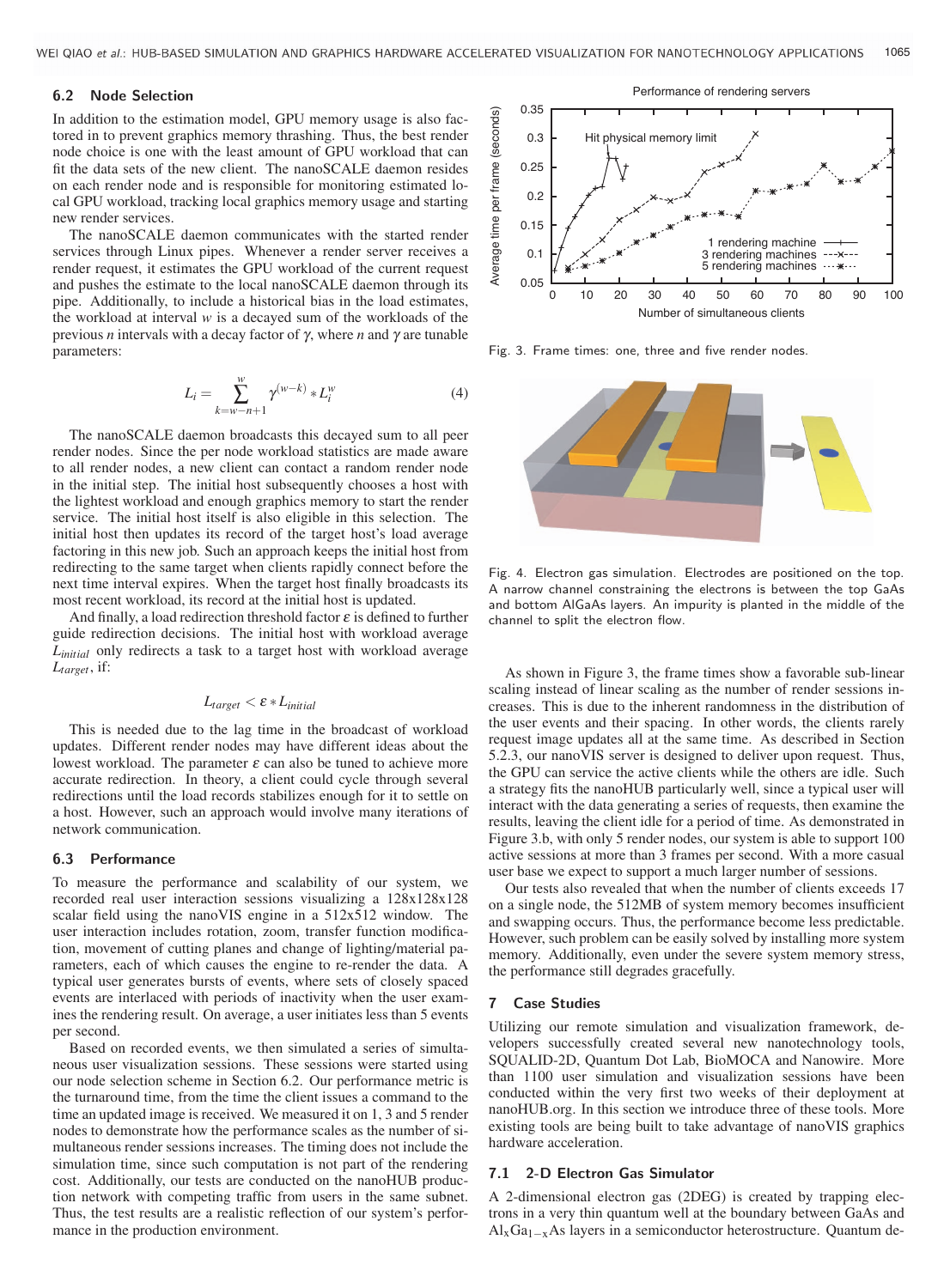### 6.2 Node Selection

In addition to the estimation model, GPU memory usage is also factored in to prevent graphics memory thrashing. Thus, the best render node choice is one with the least amount of GPU workload that can fit the data sets of the new client. The nanoSCALE daemon resides on each render node and is responsible for monitoring estimated local GPU workload, tracking local graphics memory usage and starting new render services.

The nanoSCALE daemon communicates with the started render services through Linux pipes. Whenever a render server receives a render request, it estimates the GPU workload of the current request and pushes the estimate to the local nanoSCALE daemon through its pipe. Additionally, to include a historical bias in the load estimates, the workload at interval $w$ is a decayed sum of the workloads of the previous $n$ intervals with a decay factor of $\gamma$, where $n$ and $\gamma$ are tunable parameters:

$$L_i = \sum_{k=w-n+1}^{w} \gamma^{(w-k)} * L_i^w \tag{4}$$

The nanoSCALE daemon broadcasts this decayed sum to all peer render nodes. Since the per node workload statistics are made aware to all render nodes, a new client can contact a random render node in the initial step. The initial host subsequently chooses a host with the lightest workload and enough graphics memory to start the render service. The initial host itself is also eligible in this selection. The initial host then updates its record of the target host's load average factoring in this new job. Such an approach keeps the initial host from redirecting to the same target when clients rapidly connect before the next time interval expires. When the target host finally broadcasts its most recent workload, its record at the initial host is updated.

And finally, a load redirection threshold factor $\varepsilon$ is defined to further guide redirection decisions. The initial host with workload average $L_{initial}$ only redirects a task to a target host with workload average $L_{target}$, if:

$$L_{target} < \varepsilon * L_{initial}$$

This is needed due to the lag time in the broadcast of workload updates. Different render nodes may have different ideas about the lowest workload. The parameter $\varepsilon$ can also be tuned to achieve more accurate redirection. In theory, a client could cycle through several redirections until the load records stabilizes enough for it to settle on a host. However, such an approach would involve many iterations of network communication.

### 6.3 Performance

To measure the performance and scalability of our system, we recorded real user interaction sessions visualizing a 128x128x128 scalar field using the nanoVIS engine in a 512x512 window. The user interaction includes rotation, zoom, transfer function modification, movement of cutting planes and change of lighting/material parameters, each of which causes the engine to re-render the data. A typical user generates bursts of events, where sets of closely spaced events are interlaced with periods of inactivity when the user examines the rendering result. On average, a user initiates less than 5 events per second.

Based on recorded events, we then simulated a series of simultaneous user visualization sessions. These sessions were started using our node selection scheme in Section 6.2. Our performance metric is the turnaround time, from the time the client issues a command to the time an updated image is received. We measured it on 1, 3 and 5 render nodes to demonstrate how the performance scales as the number of simultaneous render sessions increases. The timing does not include the simulation time, since such computation is not part of the rendering cost. Additionally, our tests are conducted on the nanoHUB production network with competing traffic from users in the same subnet. Thus, the test results are a realistic reflection of our system's performance in the production environment.

Fig. 3. Frame times: one, three and five render nodes.

Fig. 4. Electron gas simulation. Electrodes are positioned on the top. A narrow channel constraining the electrons is between the top GaAs and bottom AlGaAs layers. An impurity is planted in the middle of the channel to split the electron flow.

As shown in Figure 3, the frame times show a favorable sub-linear scaling instead of linear scaling as the number of render sessions increases. This is due to the inherent randomness in the distribution of the user events and their spacing. In other words, the clients rarely request image updates all at the same time. As described in Section 5.2.3, our nanoVIS server is designed to deliver upon request. Thus, the GPU can service the active clients while the others are idle. Such a strategy fits the nanoHUB particularly well, since a typical user will interact with the data generating a series of requests, then examine the results, leaving the client idle for a period of time. As demonstrated in Figure 3.b, with only 5 render nodes, our system is able to support 100 active sessions at more than 3 frames per second. With a more casual user base we expect to support a much larger number of sessions.

Our tests also revealed that when the number of clients exceeds 17 on a single node, the 512MB of system memory becomes insufficient and swapping occurs. Thus, the performance become less predictable. However, such problem can be easily solved by installing more system memory. Additionally, even under the severe system memory stress, the performance still degrades gracefully.

## 7 Case Studies

Utilizing our remote simulation and visualization framework, developers successfully created several new nanotechnology tools, SQUALID-2D, Quantum Dot Lab, BioMOCA and Nanowire. More than 1100 user simulation and visualization sessions have been conducted within the very first two weeks of their deployment at nanoHUB.org. In this section we introduce three of these tools. More existing tools are being built to take advantage of nanoVIS graphics hardware acceleration.

### 7.1 2-D Electron Gas Simulator

A 2-dimensional electron gas (2DEG) is created by trapping electrons in a very thin quantum well at the boundary between GaAs and $Al_xGa_{1-x}As$ layers in a semiconductor heterostructure. Quantum de-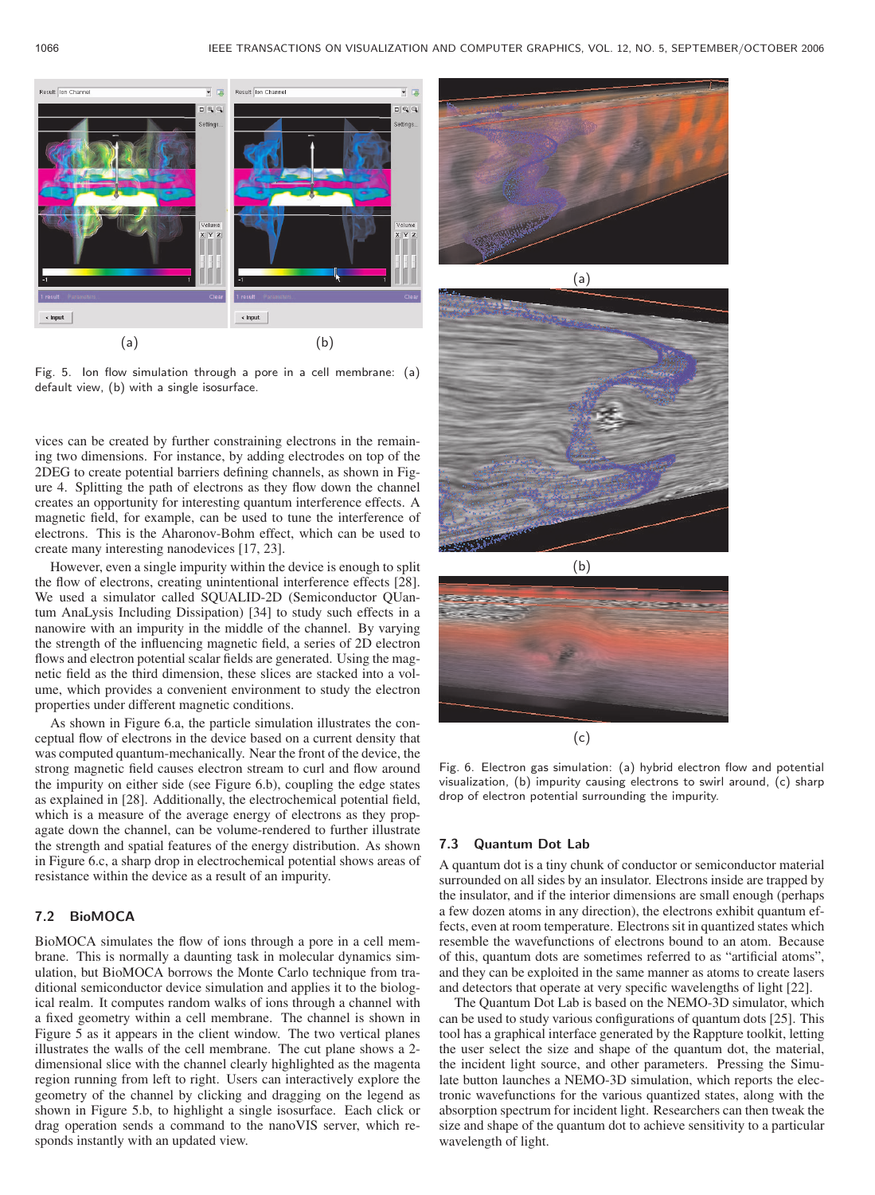Fig. 5. Ion flow simulation through a pore in a cell membrane: (a) default view, (b) with a single isosurface.

vices can be created by further constraining electrons in the remaining two dimensions. For instance, by adding electrodes on top of the 2DEG to create potential barriers defining channels, as shown in Figure 4. Splitting the path of electrons as they flow down the channel creates an opportunity for interesting quantum interference effects. A magnetic field, for example, can be used to tune the interference of electrons. This is the Aharonov-Bohm effect, which can be used to create many interesting nanodevices [17, 23].

However, even a single impurity within the device is enough to split the flow of electrons, creating unintentional interference effects [28]. We used a simulator called SQUALID-2D (Semiconductor QUantum AnaLysis Including Dissipation) [34] to study such effects in a nanowire with an impurity in the middle of the channel. By varying the strength of the influencing magnetic field, a series of 2D electron flows and electron potential scalar fields are generated. Using the magnetic field as the third dimension, these slices are stacked into a volume, which provides a convenient environment to study the electron properties under different magnetic conditions.

As shown in Figure 6.a, the particle simulation illustrates the conceptual flow of electrons in the device based on a current density that was computed quantum-mechanically. Near the front of the device, the strong magnetic field causes electron stream to curl and flow around the impurity on either side (see Figure 6.b), coupling the edge states as explained in [28]. Additionally, the electrochemical potential field, which is a measure of the average energy of electrons as they propagate down the channel, can be volume-rendered to further illustrate the strength and spatial features of the energy distribution. As shown in Figure 6.c, a sharp drop in electrochemical potential shows areas of resistance within the device as a result of an impurity.

Fig. 6. Electron gas simulation: (a) hybrid electron flow and potential visualization, (b) impurity causing electrons to swirl around, (c) sharp drop of electron potential surrounding the impurity.

### 7.2 BioMOCA

BioMOCA simulates the flow of ions through a pore in a cell membrane. This is normally a daunting task in molecular dynamics simulation, but BioMOCA borrows the Monte Carlo technique from traditional semiconductor device simulation and applies it to the biological realm. It computes random walks of ions through a channel with a fixed geometry within a cell membrane. The channel is shown in Figure 5 as it appears in the client window. The two vertical planes illustrates the walls of the cell membrane. The cut plane shows a 2-dimensional slice with the channel clearly highlighted as the magenta region running from left to right. Users can interactively explore the geometry of the channel by clicking and dragging on the legend as shown in Figure 5.b, to highlight a single isosurface. Each click or drag operation sends a command to the nanoVIS server, which responds instantly with an updated view.

### 7.3 Quantum Dot Lab

A quantum dot is a tiny chunk of conductor or semiconductor material surrounded on all sides by an insulator. Electrons inside are trapped by the insulator, and if the interior dimensions are small enough (perhaps a few dozen atoms in any direction), the electrons exhibit quantum effects, even at room temperature. Electrons sit in quantized states which resemble the wavefunctions of electrons bound to an atom. Because of this, quantum dots are sometimes referred to as "artificial atoms", and they can be exploited in the same manner as atoms to create lasers and detectors that operate at very specific wavelengths of light [22].

The Quantum Dot Lab is based on the NEMO-3D simulator, which can be used to study various configurations of quantum dots [25]. This tool has a graphical interface generated by the Rappture toolkit, letting the user select the size and shape of the quantum dot, the material, the incident light source, and other parameters. Pressing the Simulate button launches a NEMO-3D simulation, which reports the electronic wavefunctions for the various quantized states, along with the absorption spectrum for incident light. Researchers can then tweak the size and shape of the quantum dot to achieve sensitivity to a particular wavelength of light.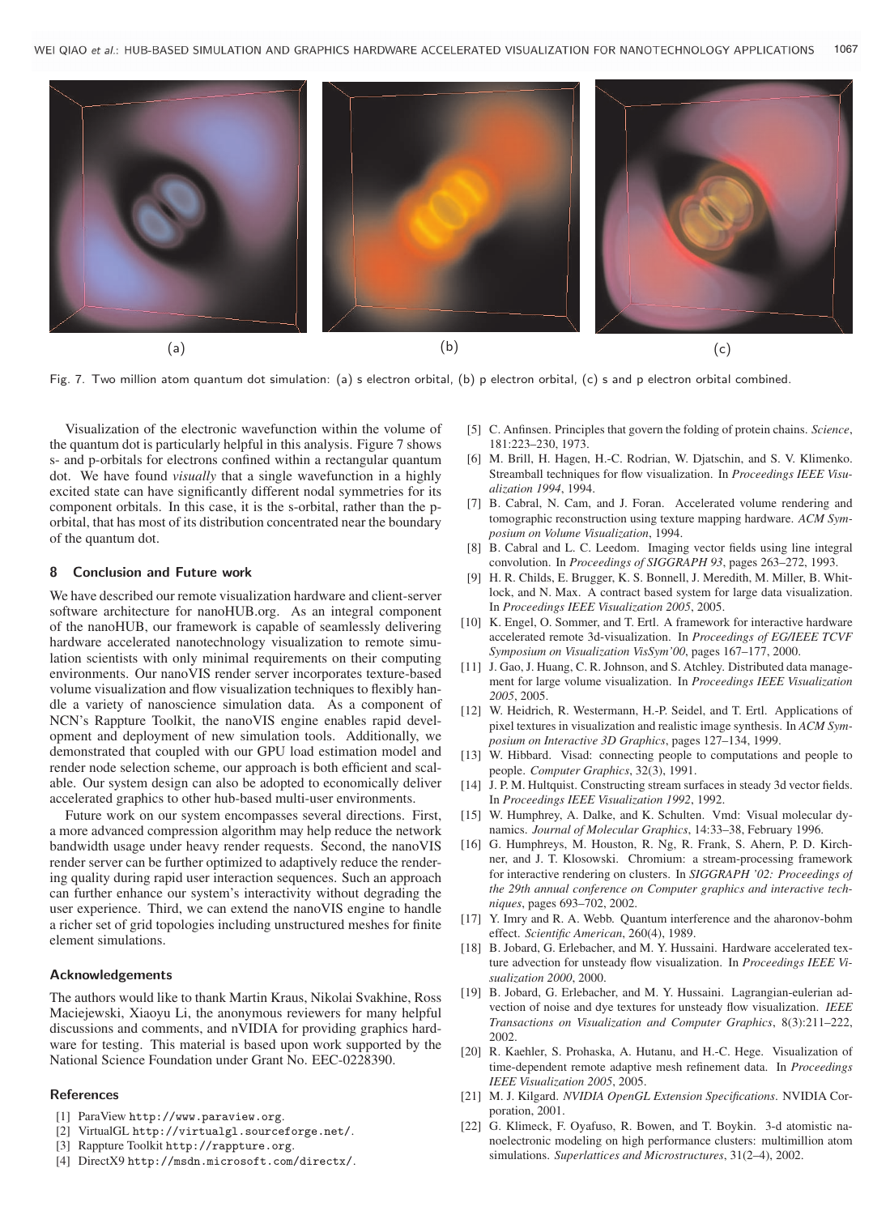(a) (b) (c)

Fig. 7. Two million atom quantum dot simulation: (a) s electron orbital, (b) p electron orbital, (c) s and p electron orbital combined.

Visualization of the electronic wavefunction within the volume of the quantum dot is particularly helpful in this analysis. Figure 7 shows s- and p-orbitals for electrons confined within a rectangular quantum dot. We have found *visually* that a single wavefunction in a highly excited state can have significantly different nodal symmetries for its component orbitals. In this case, it is the s-orbital, rather than the p-orbital, that has most of its distribution concentrated near the boundary of the quantum dot.

## 8 Conclusion and Future work

We have described our remote visualization hardware and client-server software architecture for nanoHUB.org. As an integral component of the nanoHUB, our framework is capable of seamlessly delivering hardware accelerated nanotechnology visualization to remote simulation scientists with only minimal requirements on their computing environments. Our nanoVIS render server incorporates texture-based volume visualization and flow visualization techniques to flexibly handle a variety of nanoscience simulation data. As a component of NCN's Rappture Toolkit, the nanoVIS engine enables rapid development and deployment of new simulation tools. Additionally, we demonstrated that coupled with our GPU load estimation model and render node selection scheme, our approach is both efficient and scalable. Our system design can also be adopted to economically deliver accelerated graphics to other hub-based multi-user environments.

Future work on our system encompasses several directions. First, a more advanced compression algorithm may help reduce the network bandwidth usage under heavy render requests. Second, the nanoVIS render server can be further optimized to adaptively reduce the rendering quality during rapid user interaction sequences. Such an approach can further enhance our system's interactivity without degrading the user experience. Third, we can extend the nanoVIS engine to handle a richer set of grid topologies including unstructured meshes for finite element simulations.

## Acknowledgements

The authors would like to thank Martin Kraus, Nikolai Svakhine, Ross Maciejewski, Xiaoyu Li, the anonymous reviewers for many helpful discussions and comments, and nVIDIA for providing graphics hardware for testing. This material is based upon work supported by the National Science Foundation under Grant No. EEC-0228390.

## References

[1] ParaView `http://www.paraview.org`.

[2] VirtualGL `http://virtualgl.sourceforge.net/`.

[3] Rappture Toolkit `http://rappture.org`.

[4] DirectX9 `http://msdn.microsoft.com/directx/`.

[5] C. Anfinsen. Principles that govern the folding of protein chains. *Science*, 181:223–230, 1973.

[6] M. Brill, H. Hagen, H.-C. Rodrian, W. Djatschin, and S. V. Klimenko. Streamball techniques for flow visualization. In *Proceedings IEEE Visualization 1994*, 1994.

[7] B. Cabral, N. Cam, and J. Foran. Accelerated volume rendering and tomographic reconstruction using texture mapping hardware. *ACM Symposium on Volume Visualization*, 1994.

[8] B. Cabral and L. C. Leedom. Imaging vector fields using line integral convolution. In *Proceedings of SIGGRAPH 93*, pages 263–272, 1993.

[9] H. R. Childs, E. Brugger, K. S. Bonnell, J. Meredith, M. Miller, B. Whitlock, and N. Max. A contract based system for large data visualization. In *Proceedings IEEE Visualization 2005*, 2005.

[10] K. Engel, O. Sommer, and T. Ertl. A framework for interactive hardware accelerated remote 3d-visualization. In *Proceedings of EG/IEEE TCVF Symposium on Visualization VisSym'00*, pages 167–177, 2000.

[11] J. Gao, J. Huang, C. R. Johnson, and S. Atchley. Distributed data management for large volume visualization. In *Proceedings IEEE Visualization 2005*, 2005.

[12] W. Heidrich, R. Westermann, H.-P. Seidel, and T. Ertl. Applications of pixel textures in visualization and realistic image synthesis. In *ACM Symposium on Interactive 3D Graphics*, pages 127–134, 1999.

[13] W. Hibbard. Visad: connecting people to computations and people to people. *Computer Graphics*, 32(3), 1991.

[14] J. P. M. Hultquist. Constructing stream surfaces in steady 3d vector fields. In *Proceedings IEEE Visualization 1992*, 1992.

[15] W. Humphrey, A. Dalke, and K. Schulten. Vmd: Visual molecular dynamics. *Journal of Molecular Graphics*, 14:33–38, February 1996.

[16] G. Humphreys, M. Houston, R. Ng, R. Frank, S. Ahern, P. D. Kirchner, and J. T. Klosowski. Chromium: a stream-processing framework for interactive rendering on clusters. In *SIGGRAPH '02: Proceedings of the 29th annual conference on Computer graphics and interactive techniques*, pages 693–702, 2002.

[17] Y. Imry and R. A. Webb. Quantum interference and the aharonov-bohm effect. *Scientific American*, 260(4), 1989.

[18] B. Jobard, G. Erlebacher, and M. Y. Hussaini. Hardware accelerated texture advection for unsteady flow visualization. In *Proceedings IEEE Visualization 2000*, 2000.

[19] B. Jobard, G. Erlebacher, and M. Y. Hussaini. Lagrangian-eulerian advection of noise and dye textures for unsteady flow visualization. *IEEE Transactions on Visualization and Computer Graphics*, 8(3):211–222, 2002.

[20] R. Kaehler, S. Prohaska, A. Hutanu, and H.-C. Hege. Visualization of time-dependent remote adaptive mesh refinement data. In *Proceedings IEEE Visualization 2005*, 2005.

[21] M. J. Kilgard. *NVIDIA OpenGL Extension Specifications*. NVIDIA Corporation, 2001.

[22] G. Klimeck, F. Oyafuso, R. Bowen, and T. Boykin. 3-d atomistic nanoelectronic modeling on high performance clusters: multimillion atom simulations. *Superlattices and Microstructures*, 31(2–4), 2002.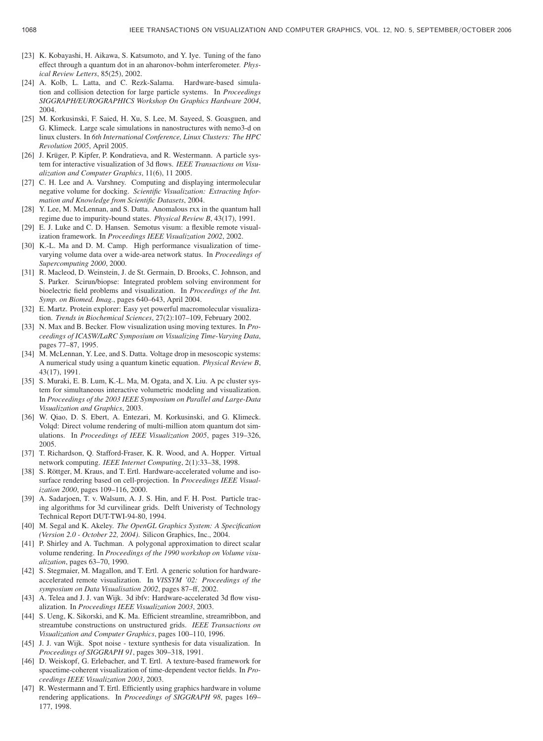[23] K. Kobayashi, H. Aikawa, S. Katsumoto, and Y. Iye. Tuning of the fano effect through a quantum dot in an aharonov-bohm interferometer. *Physical Review Letters*, 85(25), 2002.

[24] A. Kolb, L. Latta, and C. Rezk-Salama. Hardware-based simulation and collision detection for large particle systems. In *Proceedings SIGGRAPH/EUROGRAPHICS Workshop On Graphics Hardware 2004*, 2004.

[25] M. Korkusinski, F. Saied, H. Xu, S. Lee, M. Sayeed, S. Goasguen, and G. Klimeck. Large scale simulations in nanostructures with nemo3-d on linux clusters. In *6th International Conference, Linux Clusters: The HPC Revolution 2005*, April 2005.

[26] J. Krüger, P. Kipfer, P. Kondratieva, and R. Westermann. A particle system for interactive visualization of 3d flows. *IEEE Transactions on Visualization and Computer Graphics*, 11(6), 11 2005.

[27] C. H. Lee and A. Varshney. Computing and displaying intermolecular negative volume for docking. *Scientific Visualization: Extracting Information and Knowledge from Scientific Datasets*, 2004.

[28] Y. Lee, M. McLennan, and S. Datta. Anomalous rxx in the quantum hall regime due to impurity-bound states. *Physical Review B*, 43(17), 1991.

[29] E. J. Luke and C. D. Hansen. Semotus visum: a flexible remote visualization framework. In *Proceedings IEEE Visualization 2002*, 2002.

[30] K.-L. Ma and D. M. Camp. High performance visualization of time-varying volume data over a wide-area network status. In *Proceedings of Supercomputing 2000*, 2000.

[31] R. Macleod, D. Weinstein, J. de St. Germain, D. Brooks, C. Johnson, and S. Parker. Scirun/biopse: Integrated problem solving environment for bioelectric field problems and visualization. In *Proceedings of the Int. Symp. on Biomed. Imag.*, pages 640–643, April 2004.

[32] E. Martz. Protein explorer: Easy yet powerful macromolecular visualization. *Trends in Biochemical Sciences*, 27(2):107–109, February 2002.

[33] N. Max and B. Becker. Flow visualization using moving textures. In *Proceedings of ICASW/LaRC Symposium on Visualizing Time-Varying Data*, pages 77–87, 1995.

[34] M. McLennan, Y. Lee, and S. Datta. Voltage drop in mesoscopic systems: A numerical study using a quantum kinetic equation. *Physical Review B*, 43(17), 1991.

[35] S. Muraki, E. B. Lum, K.-L. Ma, M. Ogata, and X. Liu. A pc cluster system for simultaneous interactive volumetric modeling and visualization. In *Proceedings of the 2003 IEEE Symposium on Parallel and Large-Data Visualization and Graphics*, 2003.

[36] W. Qiao, D. S. Ebert, A. Entezari, M. Korkusinski, and G. Klimeck. Volqd: Direct volume rendering of multi-million atom quantum dot simulations. In *Proceedings of IEEE Visualization 2005*, pages 319–326, 2005.

[37] T. Richardson, Q. Stafford-Fraser, K. R. Wood, and A. Hopper. Virtual network computing. *IEEE Internet Computing*, 2(1):33–38, 1998.

[38] S. Röttger, M. Kraus, and T. Ertl. Hardware-accelerated volume and isosurface rendering based on cell-projection. In *Proceedings IEEE Visualization 2000*, pages 109–116, 2000.

[39] A. Sadarjoen, T. v. Walsum, A. J. S. Hin, and F. H. Post. Particle tracing algorithms for 3d curvilinear grids. Delft Univeristy of Technology Technical Report DUT-TWI-94-80, 1994.

[40] M. Segal and K. Akeley. *The OpenGL Graphics System: A Specification (Version 2.0 - October 22, 2004).* Silicon Graphics, Inc., 2004.

[41] P. Shirley and A. Tuchman. A polygonal approximation to direct scalar volume rendering. In *Proceedings of the 1990 workshop on Volume visualization*, pages 63–70, 1990.

[42] S. Stegmaier, M. Magallon, and T. Ertl. A generic solution for hardware-accelerated remote visualization. In *VISSYM '02: Proceedings of the symposium on Data Visualisation 2002*, pages 87–ff, 2002.

[43] A. Telea and J. J. van Wijk. 3d ibfv: Hardware-accelerated 3d flow visualization. In *Proceedings IEEE Visualization 2003*, 2003.

[44] S. Ueng, K. Sikorski, and K. Ma. Efficient streamline, streamribbon, and streamtube constructions on unstructured grids. *IEEE Transactions on Visualization and Computer Graphics*, pages 100–110, 1996.

[45] J. J. van Wijk. Spot noise - texture synthesis for data visualization. In *Proceedings of SIGGRAPH 91*, pages 309–318, 1991.

[46] D. Weiskopf, G. Erlebacher, and T. Ertl. A texture-based framework for spacetime-coherent visualization of time-dependent vector fields. In *Proceedings IEEE Visualization 2003*, 2003.

[47] R. Westermann and T. Ertl. Efficiently using graphics hardware in volume rendering applications. In *Proceedings of SIGGRAPH 98*, pages 169–177, 1998.